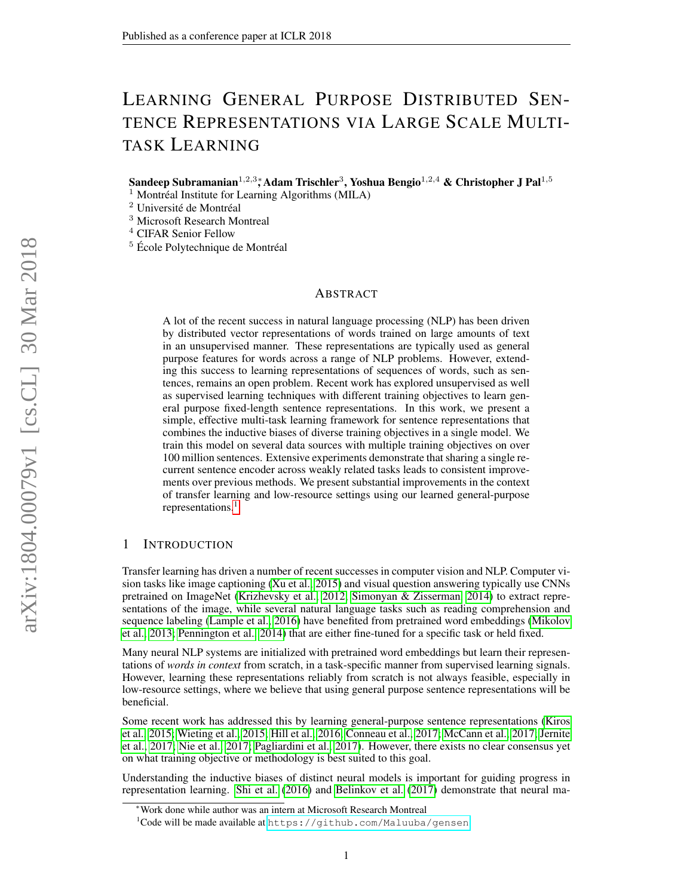# LEARNING GENERAL PURPOSE DISTRIBUTED SENTENCE REPRESENTATIONS VIA LARGE SCALE MULTI-TASK LEARNING

**Sandeep Subramanian**[1,2,3]*, **Adam Trischler**[3], **Yoshua Bengio**[1,2,4] **& Christopher J Pal**[1,5]

[1] Montréal Institute for Learning Algorithms (MILA)
[2] Université de Montréal
[3] Microsoft Research Montreal
[4] CIFAR Senior Fellow
[5] École Polytechnique de Montréal

## ABSTRACT

A lot of the recent success in natural language processing (NLP) has been driven by distributed vector representations of words trained on large amounts of text in an unsupervised manner. These representations are typically used as general purpose features for words across a range of NLP problems. However, extending this success to learning representations of sequences of words, such as sentences, remains an open problem. Recent work has explored unsupervised as well as supervised learning techniques with different training objectives to learn general purpose fixed-length sentence representations. In this work, we present a simple, effective multi-task learning framework for sentence representations that combines the inductive biases of diverse training objectives in a single model. We train this model on several data sources with multiple training objectives on over 100 million sentences. Extensive experiments demonstrate that sharing a single recurrent sentence encoder across weakly related tasks leads to consistent improvements over previous methods. We present substantial improvements in the context of transfer learning and low-resource settings using our learned general-purpose representations.[1]

## 1 INTRODUCTION

Transfer learning has driven a number of recent successes in computer vision and NLP. Computer vision tasks like image captioning (Xu et al., 2015) and visual question answering typically use CNNs pretrained on ImageNet (Krizhevsky et al., 2012; Simonyan & Zisserman, 2014) to extract representations of the image, while several natural language tasks such as reading comprehension and sequence labeling (Lample et al., 2016) have benefited from pretrained word embeddings (Mikolov et al., 2013; Pennington et al., 2014) that are either fine-tuned for a specific task or held fixed.

Many neural NLP systems are initialized with pretrained word embeddings but learn their representations of *words in context* from scratch, in a task-specific manner from supervised learning signals. However, learning these representations reliably from scratch is not always feasible, especially in low-resource settings, where we believe that using general purpose sentence representations will be beneficial.

Some recent work has addressed this by learning general-purpose sentence representations (Kiros et al., 2015; Wieting et al., 2015; Hill et al., 2016; Conneau et al., 2017; McCann et al., 2017; Jernite et al., 2017; Nie et al., 2017; Pagliardini et al., 2017). However, there exists no clear consensus yet on what training objective or methodology is best suited to this goal.

Understanding the inductive biases of distinct neural models is important for guiding progress in representation learning. Shi et al. (2016) and Belinkov et al. (2017) demonstrate that neural ma-

*Work done while author was an intern at Microsoft Research Montreal
[1]Code will be made available at https://github.com/Maluuba/gensen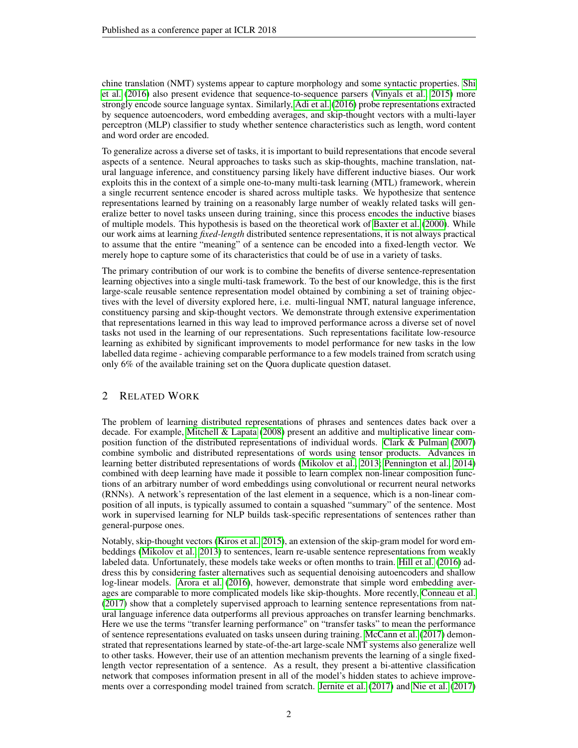chine translation (NMT) systems appear to capture morphology and some syntactic properties. Shi et al. (2016) also present evidence that sequence-to-sequence parsers (Vinyals et al., 2015) more strongly encode source language syntax. Similarly, Adi et al. (2016) probe representations extracted by sequence autoencoders, word embedding averages, and skip-thought vectors with a multi-layer perceptron (MLP) classifier to study whether sentence characteristics such as length, word content and word order are encoded.

To generalize across a diverse set of tasks, it is important to build representations that encode several aspects of a sentence. Neural approaches to tasks such as skip-thoughts, machine translation, natural language inference, and constituency parsing likely have different inductive biases. Our work exploits this in the context of a simple one-to-many multi-task learning (MTL) framework, wherein a single recurrent sentence encoder is shared across multiple tasks. We hypothesize that sentence representations learned by training on a reasonably large number of weakly related tasks will generalize better to novel tasks unseen during training, since this process encodes the inductive biases of multiple models. This hypothesis is based on the theoretical work of Baxter et al. (2000). While our work aims at learning *fixed-length* distributed sentence representations, it is not always practical to assume that the entire "meaning" of a sentence can be encoded into a fixed-length vector. We merely hope to capture some of its characteristics that could be of use in a variety of tasks.

The primary contribution of our work is to combine the benefits of diverse sentence-representation learning objectives into a single multi-task framework. To the best of our knowledge, this is the first large-scale reusable sentence representation model obtained by combining a set of training objectives with the level of diversity explored here, i.e. multi-lingual NMT, natural language inference, constituency parsing and skip-thought vectors. We demonstrate through extensive experimentation that representations learned in this way lead to improved performance across a diverse set of novel tasks not used in the learning of our representations. Such representations facilitate low-resource learning as exhibited by significant improvements to model performance for new tasks in the low labelled data regime - achieving comparable performance to a few models trained from scratch using only 6% of the available training set on the Quora duplicate question dataset.

## 2 Related Work

The problem of learning distributed representations of phrases and sentences dates back over a decade. For example, Mitchell & Lapata (2008) present an additive and multiplicative linear composition function of the distributed representations of individual words. Clark & Pulman (2007) combine symbolic and distributed representations of words using tensor products. Advances in learning better distributed representations of words (Mikolov et al., 2013; Pennington et al., 2014) combined with deep learning have made it possible to learn complex non-linear composition functions of an arbitrary number of word embeddings using convolutional or recurrent neural networks (RNNs). A network's representation of the last element in a sequence, which is a non-linear composition of all inputs, is typically assumed to contain a squashed "summary" of the sentence. Most work in supervised learning for NLP builds task-specific representations of sentences rather than general-purpose ones.

Notably, skip-thought vectors (Kiros et al., 2015), an extension of the skip-gram model for word embeddings (Mikolov et al., 2013) to sentences, learn re-usable sentence representations from weakly labeled data. Unfortunately, these models take weeks or often months to train. Hill et al. (2016) address this by considering faster alternatives such as sequential denoising autoencoders and shallow log-linear models. Arora et al. (2016), however, demonstrate that simple word embedding averages are comparable to more complicated models like skip-thoughts. More recently, Conneau et al. (2017) show that a completely supervised approach to learning sentence representations from natural language inference data outperforms all previous approaches on transfer learning benchmarks. Here we use the terms "transfer learning performance" on "transfer tasks" to mean the performance of sentence representations evaluated on tasks unseen during training. McCann et al. (2017) demonstrated that representations learned by state-of-the-art large-scale NMT systems also generalize well to other tasks. However, their use of an attention mechanism prevents the learning of a single fixed-length vector representation of a sentence. As a result, they present a bi-attentive classification network that composes information present in all of the model's hidden states to achieve improvements over a corresponding model trained from scratch. Jernite et al. (2017) and Nie et al. (2017)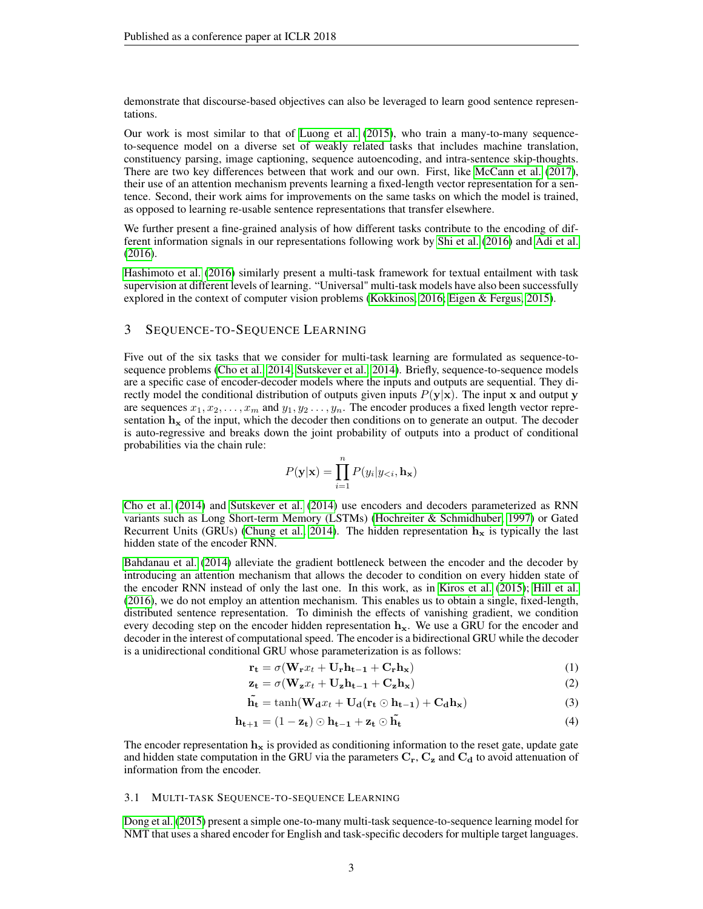demonstrate that discourse-based objectives can also be leveraged to learn good sentence representations.

Our work is most similar to that of Luong et al. (2015), who train a many-to-many sequence-to-sequence model on a diverse set of weakly related tasks that includes machine translation, constituency parsing, image captioning, sequence autoencoding, and intra-sentence skip-thoughts. There are two key differences between that work and our own. First, like McCann et al. (2017), their use of an attention mechanism prevents learning a fixed-length vector representation for a sentence. Second, their work aims for improvements on the same tasks on which the model is trained, as opposed to learning re-usable sentence representations that transfer elsewhere.

We further present a fine-grained analysis of how different tasks contribute to the encoding of different information signals in our representations following work by Shi et al. (2016) and Adi et al. (2016).

Hashimoto et al. (2016) similarly present a multi-task framework for textual entailment with task supervision at different levels of learning. "Universal" multi-task models have also been successfully explored in the context of computer vision problems (Kokkinos, 2016; Eigen & Fergus, 2015).

## 3 Sequence-to-Sequence Learning

Five out of the six tasks that we consider for multi-task learning are formulated as sequence-to-sequence problems (Cho et al., 2014; Sutskever et al., 2014). Briefly, sequence-to-sequence models are a specific case of encoder-decoder models where the inputs and outputs are sequential. They directly model the conditional distribution of outputs given inputs $P(\mathbf{y}|\mathbf{x})$. The input $\mathbf{x}$ and output $\mathbf{y}$ are sequences $x_1, x_2, \ldots, x_m$ and $y_1, y_2 \ldots, y_n$. The encoder produces a fixed length vector representation $\mathbf{h_x}$ of the input, which the decoder then conditions on to generate an output. The decoder is auto-regressive and breaks down the joint probability of outputs into a product of conditional probabilities via the chain rule:

$$P(\mathbf{y}|\mathbf{x}) = \prod_{i=1}^{n} P(y_i | y_{<i}, \mathbf{h_x})$$

Cho et al. (2014) and Sutskever et al. (2014) use encoders and decoders parameterized as RNN variants such as Long Short-term Memory (LSTMs) (Hochreiter & Schmidhuber, 1997) or Gated Recurrent Units (GRUs) (Chung et al., 2014). The hidden representation $\mathbf{h_x}$ is typically the last hidden state of the encoder RNN.

Bahdanau et al. (2014) alleviate the gradient bottleneck between the encoder and the decoder by introducing an attention mechanism that allows the decoder to condition on every hidden state of the encoder RNN instead of only the last one. In this work, as in Kiros et al. (2015); Hill et al. (2016), we do not employ an attention mechanism. This enables us to obtain a single, fixed-length, distributed sentence representation. To diminish the effects of vanishing gradient, we condition every decoding step on the encoder hidden representation $\mathbf{h_x}$. We use a GRU for the encoder and decoder in the interest of computational speed. The encoder is a bidirectional GRU while the decoder is a unidirectional conditional GRU whose parameterization is as follows:

$$\mathbf{r_t} = \sigma(\mathbf{W_r} x_t + \mathbf{U_r} \mathbf{h_{t-1}} + \mathbf{C_r} \mathbf{h_x}) \tag{1}$$

$$\mathbf{z_t} = \sigma(\mathbf{W_z} x_t + \mathbf{U_z} \mathbf{h_{t-1}} + \mathbf{C_z} \mathbf{h_x}) \tag{2}$$

$$\tilde{\mathbf{h_t}} = \tanh(\mathbf{W_d} x_t + \mathbf{U_d}(\mathbf{r_t} \odot \mathbf{h_{t-1}}) + \mathbf{C_d} \mathbf{h_x}) \tag{3}$$

$$\mathbf{h_{t+1}} = (1 - \mathbf{z_t}) \odot \mathbf{h_{t-1}} + \mathbf{z_t} \odot \tilde{\mathbf{h_t}} \tag{4}$$

The encoder representation $\mathbf{h_x}$ is provided as conditioning information to the reset gate, update gate and hidden state computation in the GRU via the parameters $\mathbf{C_r}$, $\mathbf{C_z}$ and $\mathbf{C_d}$ to avoid attenuation of information from the encoder.

### 3.1 Multi-task Sequence-to-sequence Learning

Dong et al. (2015) present a simple one-to-many multi-task sequence-to-sequence learning model for NMT that uses a shared encoder for English and task-specific decoders for multiple target languages.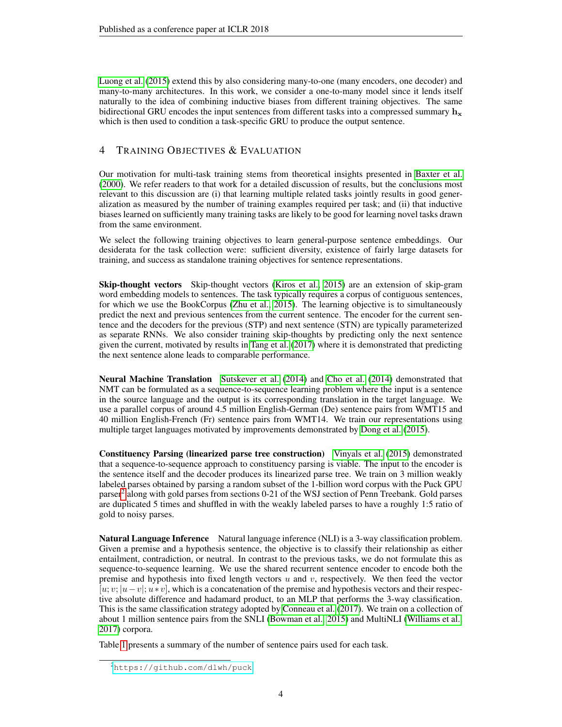Luong et al. (2015) extend this by also considering many-to-one (many encoders, one decoder) and many-to-many architectures. In this work, we consider a one-to-many model since it lends itself naturally to the idea of combining inductive biases from different training objectives. The same bidirectional GRU encodes the input sentences from different tasks into a compressed summary $\mathbf{h_x}$ which is then used to condition a task-specific GRU to produce the output sentence.

## 4 Training Objectives & Evaluation

Our motivation for multi-task training stems from theoretical insights presented in Baxter et al. (2000). We refer readers to that work for a detailed discussion of results, but the conclusions most relevant to this discussion are (i) that learning multiple related tasks jointly results in good generalization as measured by the number of training examples required per task; and (ii) that inductive biases learned on sufficiently many training tasks are likely to be good for learning novel tasks drawn from the same environment.

We select the following training objectives to learn general-purpose sentence embeddings. Our desiderata for the task collection were: sufficient diversity, existence of fairly large datasets for training, and success as standalone training objectives for sentence representations.

**Skip-thought vectors** Skip-thought vectors (Kiros et al., 2015) are an extension of skip-gram word embedding models to sentences. The task typically requires a corpus of contiguous sentences, for which we use the BookCorpus (Zhu et al., 2015). The learning objective is to simultaneously predict the next and previous sentences from the current sentence. The encoder for the current sentence and the decoders for the previous (STP) and next sentence (STN) are typically parameterized as separate RNNs. We also consider training skip-thoughts by predicting only the next sentence given the current, motivated by results in Tang et al. (2017) where it is demonstrated that predicting the next sentence alone leads to comparable performance.

**Neural Machine Translation** Sutskever et al. (2014) and Cho et al. (2014) demonstrated that NMT can be formulated as a sequence-to-sequence learning problem where the input is a sentence in the source language and the output is its corresponding translation in the target language. We use a parallel corpus of around 4.5 million English-German (De) sentence pairs from WMT15 and 40 million English-French (Fr) sentence pairs from WMT14. We train our representations using multiple target languages motivated by improvements demonstrated by Dong et al. (2015).

**Constituency Parsing (linearized parse tree construction)** Vinyals et al. (2015) demonstrated that a sequence-to-sequence approach to constituency parsing is viable. The input to the encoder is the sentence itself and the decoder produces its linearized parse tree. We train on 3 million weakly labeled parses obtained by parsing a random subset of the 1-billion word corpus with the Puck GPU parser[2] along with gold parses from sections 0-21 of the WSJ section of Penn Treebank. Gold parses are duplicated 5 times and shuffled in with the weakly labeled parses to have a roughly 1:5 ratio of gold to noisy parses.

**Natural Language Inference** Natural language inference (NLI) is a 3-way classification problem. Given a premise and a hypothesis sentence, the objective is to classify their relationship as either entailment, contradiction, or neutral. In contrast to the previous tasks, we do not formulate this as sequence-to-sequence learning. We use the shared recurrent sentence encoder to encode both the premise and hypothesis into fixed length vectors $u$ and $v$, respectively. We then feed the vector $[u; v; |u - v|; u * v]$, which is a concatenation of the premise and hypothesis vectors and their respective absolute difference and hadamard product, to an MLP that performs the 3-way classification. This is the same classification strategy adopted by Conneau et al. (2017). We train on a collection of about 1 million sentence pairs from the SNLI (Bowman et al., 2015) and MultiNLI (Williams et al., 2017) corpora.

Table 1 presents a summary of the number of sentence pairs used for each task.

[2] https://github.com/dlwh/puck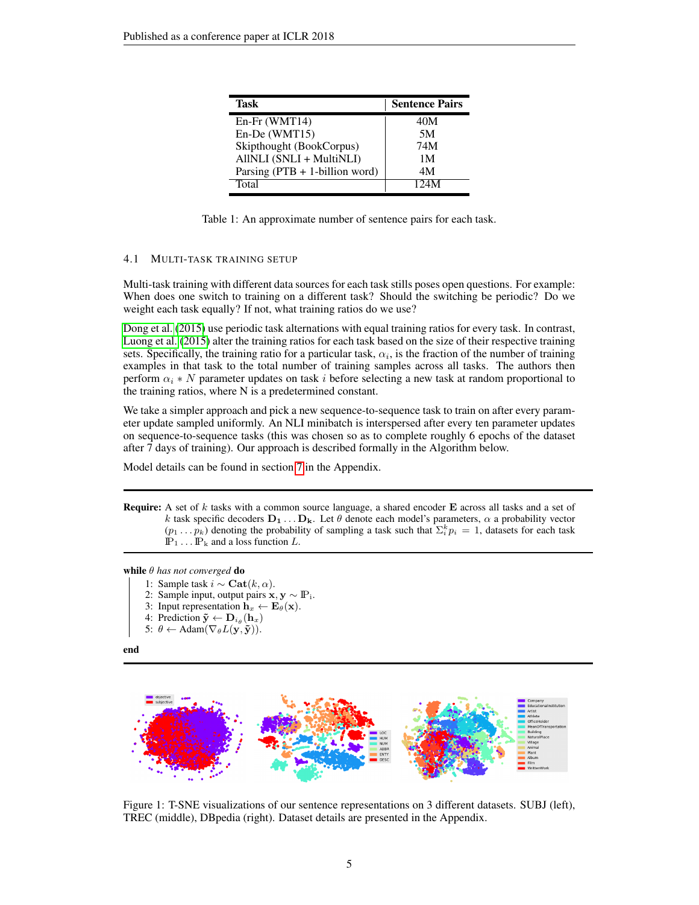| Task | Sentence Pairs |
|---|---|
| En-Fr (WMT14) | 40M |
| En-De (WMT15) | 5M |
| Skipthought (BookCorpus) | 74M |
| AllNLI (SNLI + MultiNLI) | 1M |
| Parsing (PTB + 1-billion word) | 4M |
| Total | 124M |

Table 1: An approximate number of sentence pairs for each task.

### 4.1 Multi-task training setup

Multi-task training with different data sources for each task stills poses open questions. For example: When does one switch to training on a different task? Should the switching be periodic? Do we weight each task equally? If not, what training ratios do we use?

Dong et al. (2015) use periodic task alternations with equal training ratios for every task. In contrast, Luong et al. (2015) alter the training ratios for each task based on the size of their respective training sets. Specifically, the training ratio for a particular task, $\alpha_i$, is the fraction of the number of training examples in that task to the total number of training samples across all tasks. The authors then perform $\alpha_i * N$ parameter updates on task $i$ before selecting a new task at random proportional to the training ratios, where N is a predetermined constant.

We take a simpler approach and pick a new sequence-to-sequence task to train on after every parameter update sampled uniformly. An NLI minibatch is interspersed after every ten parameter updates on sequence-to-sequence tasks (this was chosen so as to complete roughly 6 epochs of the dataset after 7 days of training). Our approach is described formally in the Algorithm below.

Model details can be found in section 7 in the Appendix.

**Require:** A set of $k$ tasks with a common source language, a shared encoder $\mathbf{E}$ across all tasks and a set of $k$ task specific decoders $\mathbf{D_1} \ldots \mathbf{D_k}$. Let $\theta$ denote each model's parameters, $\alpha$ a probability vector $(p_1 \ldots p_k)$ denoting the probability of sampling a task such that $\Sigma_i^k p_i = 1$, datasets for each task $\mathbb{P}_1 \ldots \mathbb{P}_k$ and a loss function $L$.

**while** *$\theta$ has not converged* **do**

1. Sample task $i \sim \mathbf{Cat}(k, \alpha)$.
2. Sample input, output pairs $\mathbf{x}, \mathbf{y} \sim \mathbb{P}_i$.
3. Input representation $\mathbf{h}_x \leftarrow \mathbf{E}_\theta(\mathbf{x})$.
4. Prediction $\tilde{\mathbf{y}} \leftarrow \mathbf{D}_{i_\theta}(\mathbf{h}_x)$
5. $\theta \leftarrow \text{Adam}(\nabla_\theta L(\mathbf{y}, \tilde{\mathbf{y}}))$.

**end**

Figure 1: T-SNE visualizations of our sentence representations on 3 different datasets. SUBJ (left), TREC (middle), DBpedia (right). Dataset details are presented in the Appendix.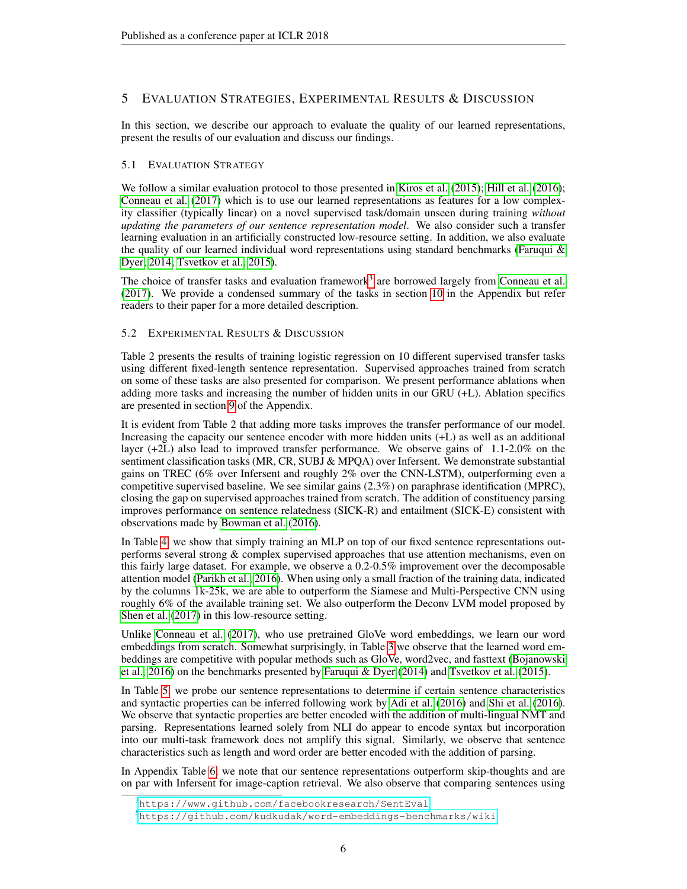## 5 Evaluation Strategies, Experimental Results & Discussion

In this section, we describe our approach to evaluate the quality of our learned representations, present the results of our evaluation and discuss our findings.

### 5.1 Evaluation Strategy

We follow a similar evaluation protocol to those presented in Kiros et al. (2015); Hill et al. (2016); Conneau et al. (2017) which is to use our learned representations as features for a low complexity classifier (typically linear) on a novel supervised task/domain unseen during training *without updating the parameters of our sentence representation model*. We also consider such a transfer learning evaluation in an artificially constructed low-resource setting. In addition, we also evaluate the quality of our learned individual word representations using standard benchmarks (Faruqui & Dyer, 2014; Tsvetkov et al., 2015).

The choice of transfer tasks and evaluation framework[3] are borrowed largely from Conneau et al. (2017). We provide a condensed summary of the tasks in section 10 in the Appendix but refer readers to their paper for a more detailed description.

### 5.2 Experimental Results & Discussion

Table 2 presents the results of training logistic regression on 10 different supervised transfer tasks using different fixed-length sentence representation. Supervised approaches trained from scratch on some of these tasks are also presented for comparison. We present performance ablations when adding more tasks and increasing the number of hidden units in our GRU (+L). Ablation specifics are presented in section 9 of the Appendix.

It is evident from Table 2 that adding more tasks improves the transfer performance of our model. Increasing the capacity our sentence encoder with more hidden units (+L) as well as an additional layer (+2L) also lead to improved transfer performance. We observe gains of 1.1-2.0% on the sentiment classification tasks (MR, CR, SUBJ & MPQA) over Infersent. We demonstrate substantial gains on TREC (6% over Infersent and roughly 2% over the CNN-LSTM), outperforming even a competitive supervised baseline. We see similar gains (2.3%) on paraphrase identification (MPRC), closing the gap on supervised approaches trained from scratch. The addition of constituency parsing improves performance on sentence relatedness (SICK-R) and entailment (SICK-E) consistent with observations made by Bowman et al. (2016).

In Table 4, we show that simply training an MLP on top of our fixed sentence representations outperforms several strong & complex supervised approaches that use attention mechanisms, even on this fairly large dataset. For example, we observe a 0.2-0.5% improvement over the decomposable attention model (Parikh et al., 2016). When using only a small fraction of the training data, indicated by the columns 1k-25k, we are able to outperform the Siamese and Multi-Perspective CNN using roughly 6% of the available training set. We also outperform the Deconv LVM model proposed by Shen et al. (2017) in this low-resource setting.

Unlike Conneau et al. (2017), who use pretrained GloVe word embeddings, we learn our word embeddings from scratch. Somewhat surprisingly, in Table 3 we observe that the learned word embeddings are competitive with popular methods such as GloVe, word2vec, and fasttext (Bojanowski et al., 2016) on the benchmarks presented by Faruqui & Dyer (2014) and Tsvetkov et al. (2015).

In Table 5, we probe our sentence representations to determine if certain sentence characteristics and syntactic properties can be inferred following work by Adi et al. (2016) and Shi et al. (2016). We observe that syntactic properties are better encoded with the addition of multi-lingual NMT and parsing. Representations learned solely from NLI do appear to encode syntax but incorporation into our multi-task framework does not amplify this signal. Similarly, we observe that sentence characteristics such as length and word order are better encoded with the addition of parsing.

In Appendix Table 6, we note that our sentence representations outperform skip-thoughts and are on par with Infersent for image-caption retrieval. We also observe that comparing sentences using

[3] https://www.github.com/facebookresearch/SentEval

[4] https://github.com/kudkudak/word-embeddings-benchmarks/wiki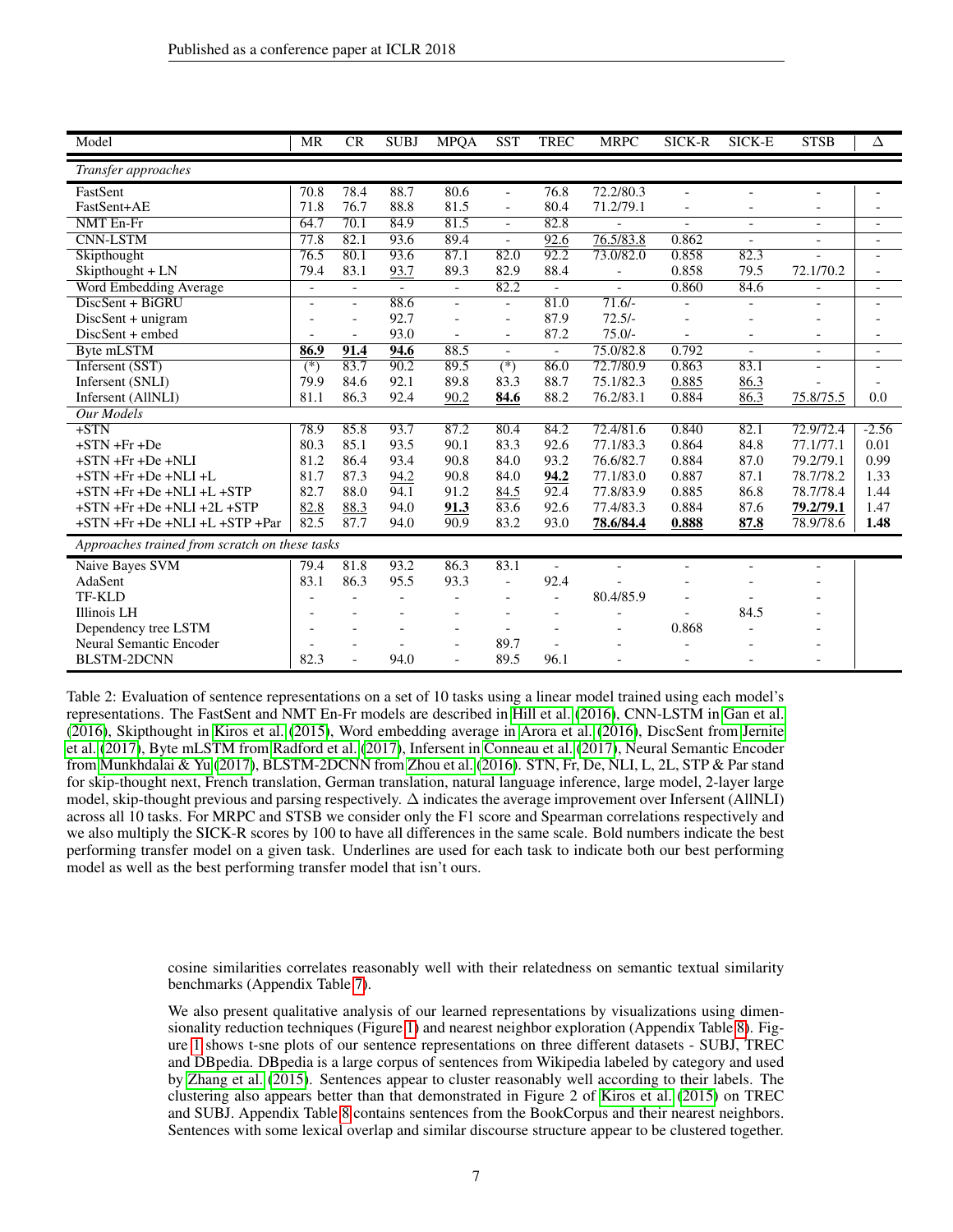| Model | MR | CR | SUBJ | MPQA | SST | TREC | MRPC | SICK-R | SICK-E | STSB | Δ |
|---|---|---|---|---|---|---|---|---|---|---|---|
| *Transfer approaches* | | | | | | | | | | | |
| FastSent | 70.8 | 78.4 | 88.7 | 80.6 | - | 76.8 | 72.2/80.3 | - | - | - | - |
| FastSent+AE | 71.8 | 76.7 | 88.8 | 81.5 | - | 80.4 | 71.2/79.1 | - | - | - | - |
| NMT En-Fr | 64.7 | 70.1 | 84.9 | 81.5 | - | 82.8 | - | - | - | - | - |
| CNN-LSTM | 77.8 | 82.1 | 93.6 | 89.4 | - | <u>92.6</u> | <u>76.5/83.8</u> | 0.862 | - | - | - |
| Skipthought | 76.5 | 80.1 | 93.6 | 87.1 | 82.0 | 92.2 | 73.0/82.0 | 0.858 | 82.3 | - | - |
| Skipthought + LN | 79.4 | 83.1 | <u>93.7</u> | 89.3 | 82.9 | 88.4 | - | 0.858 | 79.5 | 72.1/70.2 | - |
| Word Embedding Average | - | - | - | - | 82.2 | - | - | 0.860 | 84.6 | - | - |
| DiscSent + BiGRU | - | - | 88.6 | - | - | 81.0 | 71.6/- | - | - | - | - |
| DiscSent + unigram | - | - | 92.7 | - | - | 87.9 | 72.5/- | - | - | - | - |
| DiscSent + embed | - | - | 93.0 | - | - | 87.2 | 75.0/- | - | - | - | - |
| Byte mLSTM | **<u>86.9</u>** | **<u>91.4</u>** | **<u>94.6</u>** | 88.5 | - | - | 75.0/82.8 | 0.792 | - | - | - |
| Infersent (SST) | (*) | 83.7 | 90.2 | 89.5 | (*) | 86.0 | 72.7/80.9 | 0.863 | 83.1 | - | - |
| Infersent (SNLI) | 79.9 | 84.6 | 92.1 | 89.8 | 83.3 | 88.7 | 75.1/82.3 | <u>0.885</u> | <u>86.3</u> | - | - |
| Infersent (AllNLI) | 81.1 | 86.3 | 92.4 | <u>90.2</u> | **<u>84.6</u>** | 88.2 | 76.2/83.1 | 0.884 | <u>86.3</u> | <u>75.8/75.5</u> | 0.0 |
| *Our Models* | | | | | | | | | | | |
| +STN | 78.9 | 85.8 | 93.7 | 87.2 | 80.4 | 84.2 | 72.4/81.6 | 0.840 | 82.1 | 72.9/72.4 | -2.56 |
| +STN +Fr +De | 80.3 | 85.1 | 93.5 | 90.1 | 83.3 | 92.6 | 77.1/83.3 | 0.864 | 84.8 | 77.1/77.1 | 0.01 |
| +STN +Fr +De +NLI | 81.2 | 86.4 | 93.4 | 90.8 | 84.0 | 93.2 | 76.6/82.7 | 0.884 | 87.0 | 79.2/79.1 | 0.99 |
| +STN +Fr +De +NLI +L | 81.7 | 87.3 | <u>94.2</u> | 90.8 | 84.0 | **<u>94.2</u>** | 77.1/83.0 | 0.887 | 87.1 | 78.7/78.2 | 1.33 |
| +STN +Fr +De +NLI +L +STP | 82.7 | 88.0 | 94.1 | 91.2 | <u>84.5</u> | 92.4 | 77.8/83.9 | 0.885 | 86.8 | 78.7/78.4 | 1.44 |
| +STN +Fr +De +NLI +2L +STP | <u>82.8</u> | <u>88.3</u> | 94.0 | **<u>91.3</u>** | 83.6 | 92.6 | 77.4/83.3 | 0.884 | 87.6 | **<u>79.2/79.1</u>** | 1.47 |
| +STN +Fr +De +NLI +L +STP +Par | 82.5 | 87.7 | 94.0 | 90.9 | 83.2 | 93.0 | **<u>78.6/84.4</u>** | **<u>0.888</u>** | **<u>87.8</u>** | 78.9/78.6 | **1.48** |
| *Approaches trained from scratch on these tasks* | | | | | | | | | | | |
| Naive Bayes SVM | 79.4 | 81.8 | 93.2 | 86.3 | 83.1 | - | - | - | - | - | |
| AdaSent | 83.1 | 86.3 | 95.5 | 93.3 | - | 92.4 | - | - | - | - | |
| TF-KLD | - | - | - | - | - | - | 80.4/85.9 | - | - | - | |
| Illinois LH | - | - | - | - | - | - | - | - | 84.5 | - | |
| Dependency tree LSTM | - | - | - | - | - | - | - | 0.868 | - | - | |
| Neural Semantic Encoder | - | - | - | - | 89.7 | - | - | - | - | - | |
| BLSTM-2DCNN | 82.3 | - | 94.0 | - | 89.5 | 96.1 | - | - | - | - | |

Table 2: Evaluation of sentence representations on a set of 10 tasks using a linear model trained using each model's representations. The FastSent and NMT En-Fr models are described in Hill et al. (2016), CNN-LSTM in Gan et al. (2016), Skipthought in Kiros et al. (2015), Word embedding average in Arora et al. (2016), DiscSent from Jernite et al. (2017), Byte mLSTM from Radford et al. (2017), Infersent in Conneau et al. (2017), Neural Semantic Encoder from Munkhdalai & Yu (2017), BLSTM-2DCNN from Zhou et al. (2016). STN, Fr, De, NLI, L, 2L, STP & Par stand for skip-thought next, French translation, German translation, natural language inference, large model, 2-layer large model, skip-thought previous and parsing respectively. Δ indicates the average improvement over Infersent (AllNLI) across all 10 tasks. For MRPC and STSB we consider only the F1 score and Spearman correlations respectively and we also multiply the SICK-R scores by 100 to have all differences in the same scale. Bold numbers indicate the best performing transfer model on a given task. Underlines are used for each task to indicate both our best performing model as well as the best performing transfer model that isn't ours.

cosine similarities correlates reasonably well with their relatedness on semantic textual similarity benchmarks (Appendix Table 7).

We also present qualitative analysis of our learned representations by visualizations using dimensionality reduction techniques (Figure 1) and nearest neighbor exploration (Appendix Table 8). Figure 1 shows t-sne plots of our sentence representations on three different datasets - SUBJ, TREC and DBpedia. DBpedia is a large corpus of sentences from Wikipedia labeled by category and used by Zhang et al. (2015). Sentences appear to cluster reasonably well according to their labels. The clustering also appears better than that demonstrated in Figure 2 of Kiros et al. (2015) on TREC and SUBJ. Appendix Table 8 contains sentences from the BookCorpus and their nearest neighbors. Sentences with some lexical overlap and similar discourse structure appear to be clustered together.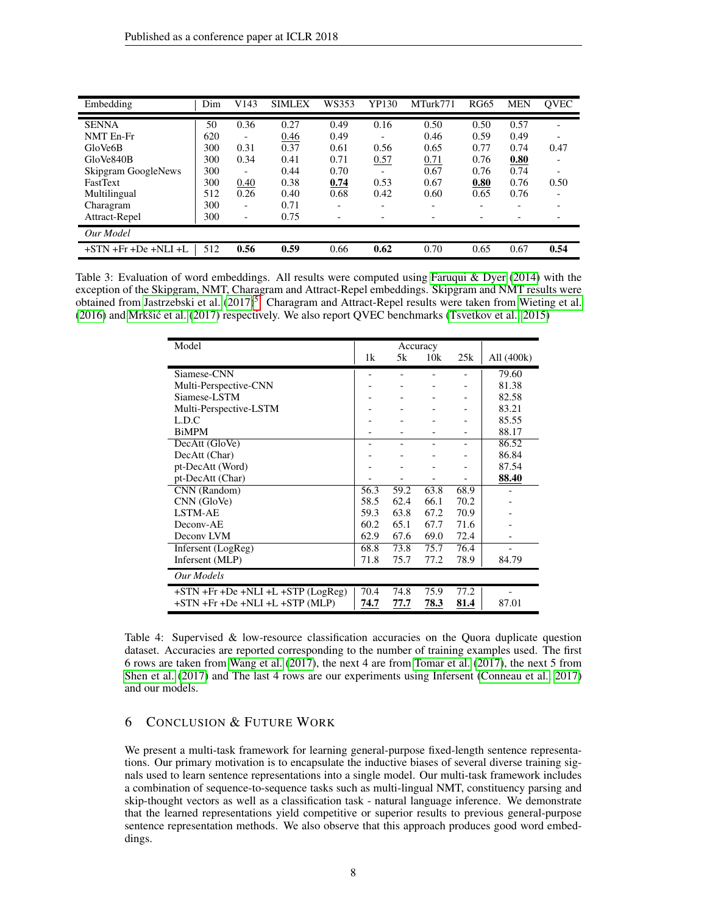| Embedding | Dim | V143 | SIMLEX | WS353 | YP130 | MTurk771 | RG65 | MEN | QVEC |
|---|---|---|---|---|---|---|---|---|---|
| SENNA | 50 | 0.36 | 0.27 | 0.49 | 0.16 | 0.50 | 0.50 | 0.57 | - |
| NMT En-Fr | 620 | - | <u>0.46</u> | 0.49 | - | 0.46 | 0.59 | 0.49 | - |
| GloVe6B | 300 | 0.31 | 0.37 | 0.61 | 0.56 | 0.65 | 0.77 | 0.74 | 0.47 |
| GloVe840B | 300 | 0.34 | 0.41 | 0.71 | <u>0.57</u> | <u>0.71</u> | 0.76 | <u>**0.80**</u> | - |
| Skipgram GoogleNews | 300 | - | 0.44 | 0.70 | - | 0.67 | 0.76 | 0.74 | - |
| FastText | 300 | <u>0.40</u> | 0.38 | <u>**0.74**</u> | 0.53 | 0.67 | <u>**0.80**</u> | 0.76 | 0.50 |
| Multilingual | 512 | 0.26 | 0.40 | 0.68 | 0.42 | 0.60 | 0.65 | 0.76 | - |
| Charagram | 300 | - | 0.71 | - | - | - | - | - | - |
| Attract-Repel | 300 | - | 0.75 | - | - | - | - | - | - |
| *Our Model* | | | | | | | | | |
| +STN +Fr +De +NLI +L | 512 | **0.56** | **0.59** | 0.66 | **0.62** | 0.70 | 0.65 | 0.67 | **0.54** |

Table 3: Evaluation of word embeddings. All results were computed using Faruqui & Dyer (2014) with the exception of the Skipgram, NMT, Charagram and Attract-Repel embeddings. Skipgram and NMT results were obtained from Jastrzebski et al. (2017)[5]. Charagram and Attract-Repel results were taken from Wieting et al. (2016) and Mrkšić et al. (2017) respectively. We also report QVEC benchmarks (Tsvetkov et al., 2015)

| Model | Accuracy | | | | |
|---|---|---|---|---|---|
| | 1k | 5k | 10k | 25k | All (400k) |
| Siamese-CNN | - | - | - | - | 79.60 |
| Multi-Perspective-CNN | - | - | - | - | 81.38 |
| Siamese-LSTM | - | - | - | - | 82.58 |
| Multi-Perspective-LSTM | - | - | - | - | 83.21 |
| L.D.C | - | - | - | - | 85.55 |
| BiMPM | - | - | - | - | 88.17 |
| DecAtt (GloVe) | - | - | - | - | 86.52 |
| DecAtt (Char) | - | - | - | - | 86.84 |
| pt-DecAtt (Word) | - | - | - | - | 87.54 |
| pt-DecAtt (Char) | - | - | - | - | <u>**88.40**</u> |
| CNN (Random) | 56.3 | 59.2 | 63.8 | 68.9 | - |
| CNN (GloVe) | 58.5 | 62.4 | 66.1 | 70.2 | - |
| LSTM-AE | 59.3 | 63.8 | 67.2 | 70.9 | - |
| Deconv-AE | 60.2 | 65.1 | 67.7 | 71.6 | - |
| Deconv LVM | 62.9 | 67.6 | 69.0 | 72.4 | - |
| Infersent (LogReg) | 68.8 | 73.8 | 75.7 | 76.4 | - |
| Infersent (MLP) | 71.8 | 75.7 | 77.2 | 78.9 | 84.79 |
| *Our Models* | | | | | |
| +STN +Fr +De +NLI +L +STP (LogReg) | 70.4 | 74.8 | 75.9 | 77.2 | - |
| +STN +Fr +De +NLI +L +STP (MLP) | <u>**74.7**</u> | <u>**77.7**</u> | <u>**78.3**</u> | <u>**81.4**</u> | 87.01 |

Table 4: Supervised & low-resource classification accuracies on the Quora duplicate question dataset. Accuracies are reported corresponding to the number of training examples used. The first 6 rows are taken from Wang et al. (2017), the next 4 are from Tomar et al. (2017), the next 5 from Shen et al. (2017) and The last 4 rows are our experiments using Infersent (Conneau et al., 2017) and our models.

## 6 Conclusion & Future Work

We present a multi-task framework for learning general-purpose fixed-length sentence representations. Our primary motivation is to encapsulate the inductive biases of several diverse training signals used to learn sentence representations into a single model. Our multi-task framework includes a combination of sequence-to-sequence tasks such as multi-lingual NMT, constituency parsing and skip-thought vectors as well as a classification task - natural language inference. We demonstrate that the learned representations yield competitive or superior results to previous general-purpose sentence representation methods. We also observe that this approach produces good word embeddings.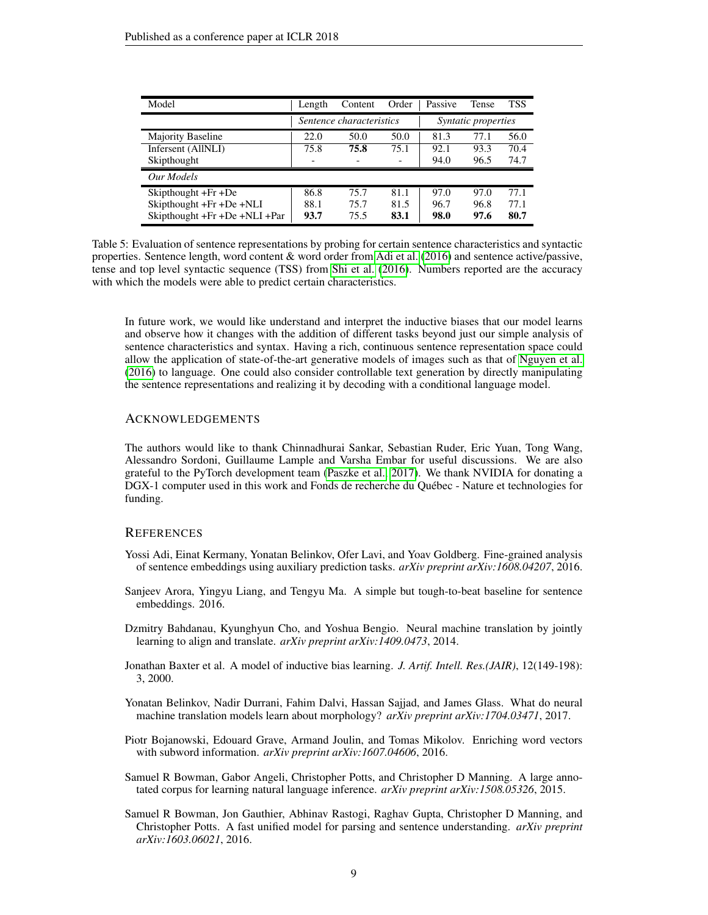| Model | Length | Content | Order | Passive | Tense | TSS |
|---|---|---|---|---|---|---|
| | *Sentence characteristics* | | | *Syntatic properties* | | |
| Majority Baseline | 22.0 | 50.0 | 50.0 | 81.3 | 77.1 | 56.0 |
| Infersent (AllNLI) | 75.8 | **75.8** | 75.1 | 92.1 | 93.3 | 70.4 |
| Skipthought | - | - | - | 94.0 | 96.5 | 74.7 |
| *Our Models* | | | | | | |
| Skipthought +Fr +De | 86.8 | 75.7 | 81.1 | 97.0 | 97.0 | 77.1 |
| Skipthought +Fr +De +NLI | 88.1 | 75.7 | 81.5 | 96.7 | 96.8 | 77.1 |
| Skipthought +Fr +De +NLI +Par | **93.7** | 75.5 | **83.1** | **98.0** | **97.6** | **80.7** |

Table 5: Evaluation of sentence representations by probing for certain sentence characteristics and syntactic properties. Sentence length, word content & word order from Adi et al. (2016) and sentence active/passive, tense and top level syntactic sequence (TSS) from Shi et al. (2016). Numbers reported are the accuracy with which the models were able to predict certain characteristics.

In future work, we would like understand and interpret the inductive biases that our model learns and observe how it changes with the addition of different tasks beyond just our simple analysis of sentence characteristics and syntax. Having a rich, continuous sentence representation space could allow the application of state-of-the-art generative models of images such as that of Nguyen et al. (2016) to language. One could also consider controllable text generation by directly manipulating the sentence representations and realizing it by decoding with a conditional language model.

## Acknowledgements

The authors would like to thank Chinnadhurai Sankar, Sebastian Ruder, Eric Yuan, Tong Wang, Alessandro Sordoni, Guillaume Lample and Varsha Embar for useful discussions. We are also grateful to the PyTorch development team (Paszke et al., 2017). We thank NVIDIA for donating a DGX-1 computer used in this work and Fonds de recherche du Québec - Nature et technologies for funding.

## References

Yossi Adi, Einat Kermany, Yonatan Belinkov, Ofer Lavi, and Yoav Goldberg. Fine-grained analysis of sentence embeddings using auxiliary prediction tasks. *arXiv preprint arXiv:1608.04207*, 2016.

Sanjeev Arora, Yingyu Liang, and Tengyu Ma. A simple but tough-to-beat baseline for sentence embeddings. 2016.

Dzmitry Bahdanau, Kyunghyun Cho, and Yoshua Bengio. Neural machine translation by jointly learning to align and translate. *arXiv preprint arXiv:1409.0473*, 2014.

Jonathan Baxter et al. A model of inductive bias learning. *J. Artif. Intell. Res.(JAIR)*, 12(149-198): 3, 2000.

Yonatan Belinkov, Nadir Durrani, Fahim Dalvi, Hassan Sajjad, and James Glass. What do neural machine translation models learn about morphology? *arXiv preprint arXiv:1704.03471*, 2017.

Piotr Bojanowski, Edouard Grave, Armand Joulin, and Tomas Mikolov. Enriching word vectors with subword information. *arXiv preprint arXiv:1607.04606*, 2016.

Samuel R Bowman, Gabor Angeli, Christopher Potts, and Christopher D Manning. A large annotated corpus for learning natural language inference. *arXiv preprint arXiv:1508.05326*, 2015.

Samuel R Bowman, Jon Gauthier, Abhinav Rastogi, Raghav Gupta, Christopher D Manning, and Christopher Potts. A fast unified model for parsing and sentence understanding. *arXiv preprint arXiv:1603.06021*, 2016.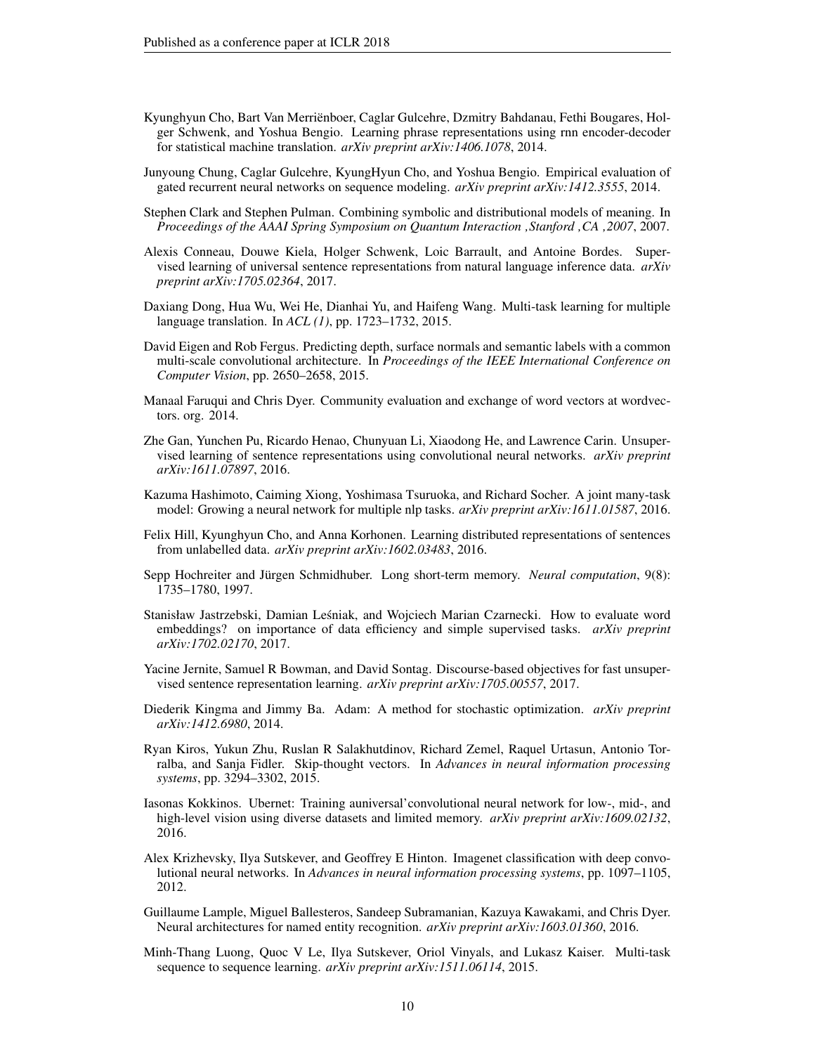Kyunghyun Cho, Bart Van Merriënboer, Caglar Gulcehre, Dzmitry Bahdanau, Fethi Bougares, Holger Schwenk, and Yoshua Bengio. Learning phrase representations using rnn encoder-decoder for statistical machine translation. *arXiv preprint arXiv:1406.1078*, 2014.

Junyoung Chung, Caglar Gulcehre, KyungHyun Cho, and Yoshua Bengio. Empirical evaluation of gated recurrent neural networks on sequence modeling. *arXiv preprint arXiv:1412.3555*, 2014.

Stephen Clark and Stephen Pulman. Combining symbolic and distributional models of meaning. In *Proceedings of the AAAI Spring Symposium on Quantum Interaction ,Stanford ,CA ,2007*, 2007.

Alexis Conneau, Douwe Kiela, Holger Schwenk, Loic Barrault, and Antoine Bordes. Supervised learning of universal sentence representations from natural language inference data. *arXiv preprint arXiv:1705.02364*, 2017.

Daxiang Dong, Hua Wu, Wei He, Dianhai Yu, and Haifeng Wang. Multi-task learning for multiple language translation. In *ACL (1)*, pp. 1723–1732, 2015.

David Eigen and Rob Fergus. Predicting depth, surface normals and semantic labels with a common multi-scale convolutional architecture. In *Proceedings of the IEEE International Conference on Computer Vision*, pp. 2650–2658, 2015.

Manaal Faruqui and Chris Dyer. Community evaluation and exchange of word vectors at wordvectors. org. 2014.

Zhe Gan, Yunchen Pu, Ricardo Henao, Chunyuan Li, Xiaodong He, and Lawrence Carin. Unsupervised learning of sentence representations using convolutional neural networks. *arXiv preprint arXiv:1611.07897*, 2016.

Kazuma Hashimoto, Caiming Xiong, Yoshimasa Tsuruoka, and Richard Socher. A joint many-task model: Growing a neural network for multiple nlp tasks. *arXiv preprint arXiv:1611.01587*, 2016.

Felix Hill, Kyunghyun Cho, and Anna Korhonen. Learning distributed representations of sentences from unlabelled data. *arXiv preprint arXiv:1602.03483*, 2016.

Sepp Hochreiter and Jürgen Schmidhuber. Long short-term memory. *Neural computation*, 9(8): 1735–1780, 1997.

Stanisław Jastrzebski, Damian Leśniak, and Wojciech Marian Czarnecki. How to evaluate word embeddings? on importance of data efficiency and simple supervised tasks. *arXiv preprint arXiv:1702.02170*, 2017.

Yacine Jernite, Samuel R Bowman, and David Sontag. Discourse-based objectives for fast unsupervised sentence representation learning. *arXiv preprint arXiv:1705.00557*, 2017.

Diederik Kingma and Jimmy Ba. Adam: A method for stochastic optimization. *arXiv preprint arXiv:1412.6980*, 2014.

Ryan Kiros, Yukun Zhu, Ruslan R Salakhutdinov, Richard Zemel, Raquel Urtasun, Antonio Torralba, and Sanja Fidler. Skip-thought vectors. In *Advances in neural information processing systems*, pp. 3294–3302, 2015.

Iasonas Kokkinos. Ubernet: Training auniversal'convolutional neural network for low-, mid-, and high-level vision using diverse datasets and limited memory. *arXiv preprint arXiv:1609.02132*, 2016.

Alex Krizhevsky, Ilya Sutskever, and Geoffrey E Hinton. Imagenet classification with deep convolutional neural networks. In *Advances in neural information processing systems*, pp. 1097–1105, 2012.

Guillaume Lample, Miguel Ballesteros, Sandeep Subramanian, Kazuya Kawakami, and Chris Dyer. Neural architectures for named entity recognition. *arXiv preprint arXiv:1603.01360*, 2016.

Minh-Thang Luong, Quoc V Le, Ilya Sutskever, Oriol Vinyals, and Lukasz Kaiser. Multi-task sequence to sequence learning. *arXiv preprint arXiv:1511.06114*, 2015.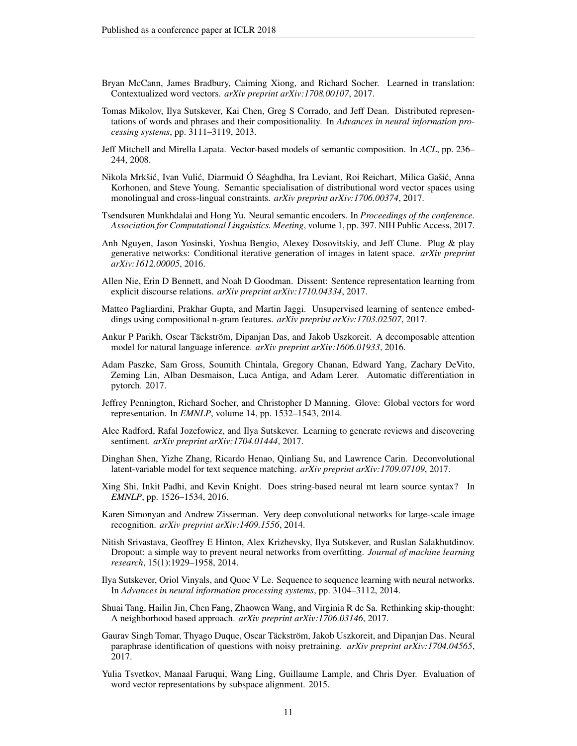Bryan McCann, James Bradbury, Caiming Xiong, and Richard Socher. Learned in translation: Contextualized word vectors. *arXiv preprint arXiv:1708.00107*, 2017.

Tomas Mikolov, Ilya Sutskever, Kai Chen, Greg S Corrado, and Jeff Dean. Distributed representations of words and phrases and their compositionality. In *Advances in neural information processing systems*, pp. 3111–3119, 2013.

Jeff Mitchell and Mirella Lapata. Vector-based models of semantic composition. In *ACL*, pp. 236–244, 2008.

Nikola Mrkšić, Ivan Vulić, Diarmuid Ó Séaghdha, Ira Leviant, Roi Reichart, Milica Gašić, Anna Korhonen, and Steve Young. Semantic specialisation of distributional word vector spaces using monolingual and cross-lingual constraints. *arXiv preprint arXiv:1706.00374*, 2017.

Tsendsuren Munkhdalai and Hong Yu. Neural semantic encoders. In *Proceedings of the conference. Association for Computational Linguistics. Meeting*, volume 1, pp. 397. NIH Public Access, 2017.

Anh Nguyen, Jason Yosinski, Yoshua Bengio, Alexey Dosovitskiy, and Jeff Clune. Plug & play generative networks: Conditional iterative generation of images in latent space. *arXiv preprint arXiv:1612.00005*, 2016.

Allen Nie, Erin D Bennett, and Noah D Goodman. Dissent: Sentence representation learning from explicit discourse relations. *arXiv preprint arXiv:1710.04334*, 2017.

Matteo Pagliardini, Prakhar Gupta, and Martin Jaggi. Unsupervised learning of sentence embeddings using compositional n-gram features. *arXiv preprint arXiv:1703.02507*, 2017.

Ankur P Parikh, Oscar Täckström, Dipanjan Das, and Jakob Uszkoreit. A decomposable attention model for natural language inference. *arXiv preprint arXiv:1606.01933*, 2016.

Adam Paszke, Sam Gross, Soumith Chintala, Gregory Chanan, Edward Yang, Zachary DeVito, Zeming Lin, Alban Desmaison, Luca Antiga, and Adam Lerer. Automatic differentiation in pytorch. 2017.

Jeffrey Pennington, Richard Socher, and Christopher D Manning. Glove: Global vectors for word representation. In *EMNLP*, volume 14, pp. 1532–1543, 2014.

Alec Radford, Rafal Jozefowicz, and Ilya Sutskever. Learning to generate reviews and discovering sentiment. *arXiv preprint arXiv:1704.01444*, 2017.

Dinghan Shen, Yizhe Zhang, Ricardo Henao, Qinliang Su, and Lawrence Carin. Deconvolutional latent-variable model for text sequence matching. *arXiv preprint arXiv:1709.07109*, 2017.

Xing Shi, Inkit Padhi, and Kevin Knight. Does string-based neural mt learn source syntax? In *EMNLP*, pp. 1526–1534, 2016.

Karen Simonyan and Andrew Zisserman. Very deep convolutional networks for large-scale image recognition. *arXiv preprint arXiv:1409.1556*, 2014.

Nitish Srivastava, Geoffrey E Hinton, Alex Krizhevsky, Ilya Sutskever, and Ruslan Salakhutdinov. Dropout: a simple way to prevent neural networks from overfitting. *Journal of machine learning research*, 15(1):1929–1958, 2014.

Ilya Sutskever, Oriol Vinyals, and Quoc V Le. Sequence to sequence learning with neural networks. In *Advances in neural information processing systems*, pp. 3104–3112, 2014.

Shuai Tang, Hailin Jin, Chen Fang, Zhaowen Wang, and Virginia R de Sa. Rethinking skip-thought: A neighborhood based approach. *arXiv preprint arXiv:1706.03146*, 2017.

Gaurav Singh Tomar, Thyago Duque, Oscar Täckström, Jakob Uszkoreit, and Dipanjan Das. Neural paraphrase identification of questions with noisy pretraining. *arXiv preprint arXiv:1704.04565*, 2017.

Yulia Tsvetkov, Manaal Faruqui, Wang Ling, Guillaume Lample, and Chris Dyer. Evaluation of word vector representations by subspace alignment. 2015.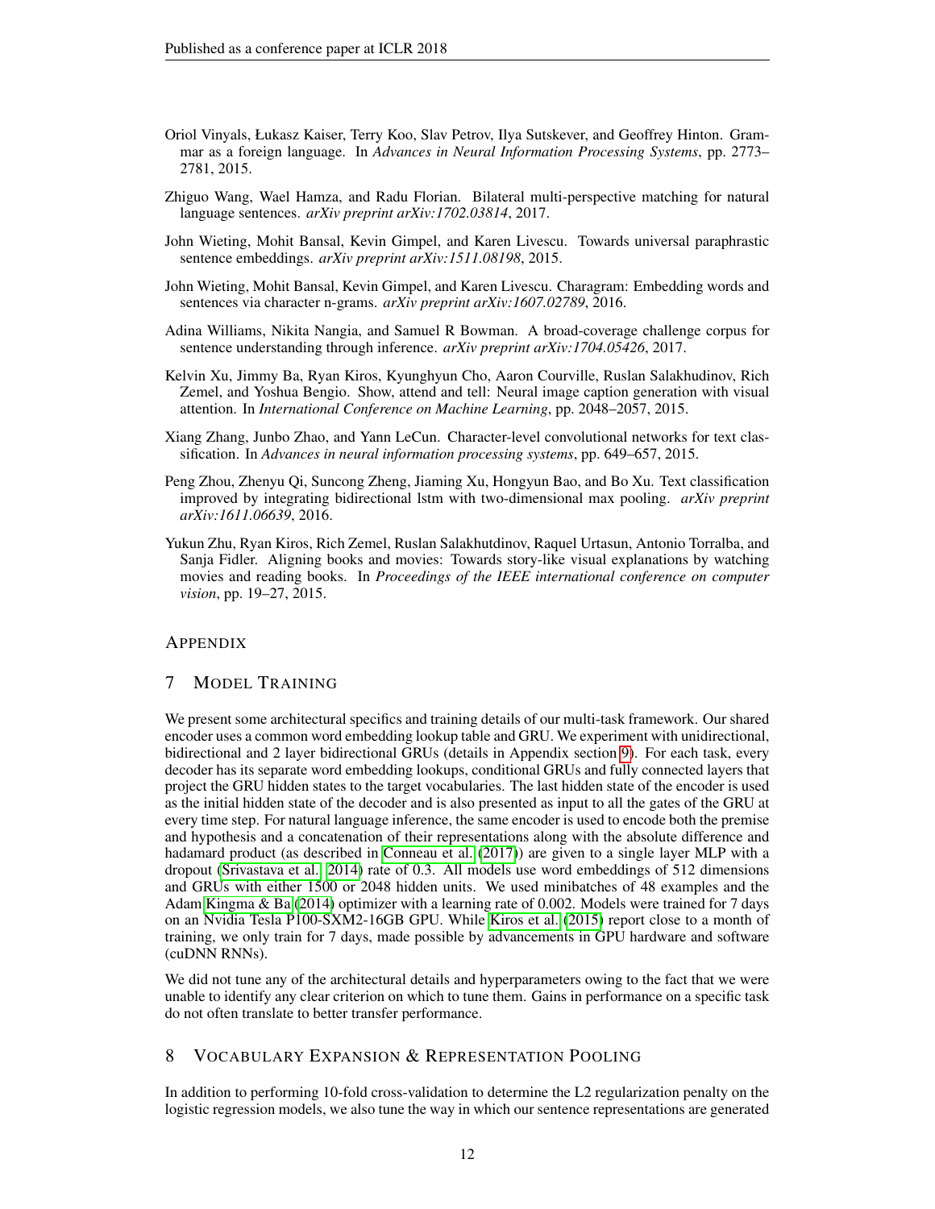Oriol Vinyals, Łukasz Kaiser, Terry Koo, Slav Petrov, Ilya Sutskever, and Geoffrey Hinton. Grammar as a foreign language. In *Advances in Neural Information Processing Systems*, pp. 2773–2781, 2015.

Zhiguo Wang, Wael Hamza, and Radu Florian. Bilateral multi-perspective matching for natural language sentences. *arXiv preprint arXiv:1702.03814*, 2017.

John Wieting, Mohit Bansal, Kevin Gimpel, and Karen Livescu. Towards universal paraphrastic sentence embeddings. *arXiv preprint arXiv:1511.08198*, 2015.

John Wieting, Mohit Bansal, Kevin Gimpel, and Karen Livescu. Charagram: Embedding words and sentences via character n-grams. *arXiv preprint arXiv:1607.02789*, 2016.

Adina Williams, Nikita Nangia, and Samuel R Bowman. A broad-coverage challenge corpus for sentence understanding through inference. *arXiv preprint arXiv:1704.05426*, 2017.

Kelvin Xu, Jimmy Ba, Ryan Kiros, Kyunghyun Cho, Aaron Courville, Ruslan Salakhudinov, Rich Zemel, and Yoshua Bengio. Show, attend and tell: Neural image caption generation with visual attention. In *International Conference on Machine Learning*, pp. 2048–2057, 2015.

Xiang Zhang, Junbo Zhao, and Yann LeCun. Character-level convolutional networks for text classification. In *Advances in neural information processing systems*, pp. 649–657, 2015.

Peng Zhou, Zhenyu Qi, Suncong Zheng, Jiaming Xu, Hongyun Bao, and Bo Xu. Text classification improved by integrating bidirectional lstm with two-dimensional max pooling. *arXiv preprint arXiv:1611.06639*, 2016.

Yukun Zhu, Ryan Kiros, Rich Zemel, Ruslan Salakhutdinov, Raquel Urtasun, Antonio Torralba, and Sanja Fidler. Aligning books and movies: Towards story-like visual explanations by watching movies and reading books. In *Proceedings of the IEEE international conference on computer vision*, pp. 19–27, 2015.

# APPENDIX

## 7 MODEL TRAINING

We present some architectural specifics and training details of our multi-task framework. Our shared encoder uses a common word embedding lookup table and GRU. We experiment with unidirectional, bidirectional and 2 layer bidirectional GRUs (details in Appendix section 9). For each task, every decoder has its separate word embedding lookups, conditional GRUs and fully connected layers that project the GRU hidden states to the target vocabularies. The last hidden state of the encoder is used as the initial hidden state of the decoder and is also presented as input to all the gates of the GRU at every time step. For natural language inference, the same encoder is used to encode both the premise and hypothesis and a concatenation of their representations along with the absolute difference and hadamard product (as described in Conneau et al. (2017)) are given to a single layer MLP with a dropout (Srivastava et al., 2014) rate of 0.3. All models use word embeddings of 512 dimensions and GRUs with either 1500 or 2048 hidden units. We used minibatches of 48 examples and the Adam Kingma & Ba (2014) optimizer with a learning rate of 0.002. Models were trained for 7 days on an Nvidia Tesla P100-SXM2-16GB GPU. While Kiros et al. (2015) report close to a month of training, we only train for 7 days, made possible by advancements in GPU hardware and software (cuDNN RNNs).

We did not tune any of the architectural details and hyperparameters owing to the fact that we were unable to identify any clear criterion on which to tune them. Gains in performance on a specific task do not often translate to better transfer performance.

## 8 VOCABULARY EXPANSION & REPRESENTATION POOLING

In addition to performing 10-fold cross-validation to determine the L2 regularization penalty on the logistic regression models, we also tune the way in which our sentence representations are generated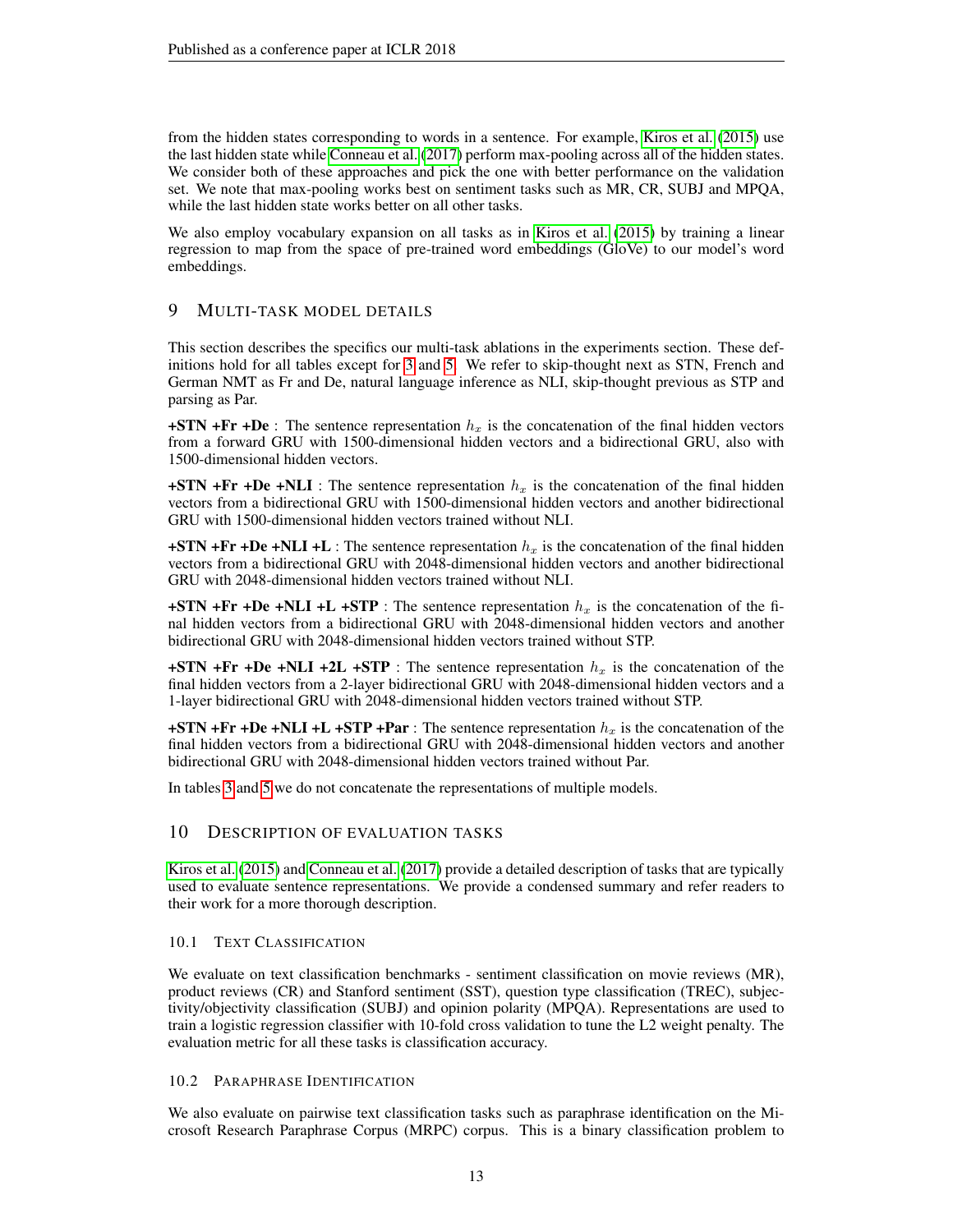from the hidden states corresponding to words in a sentence. For example, Kiros et al. (2015) use the last hidden state while Conneau et al. (2017) perform max-pooling across all of the hidden states. We consider both of these approaches and pick the one with better performance on the validation set. We note that max-pooling works best on sentiment tasks such as MR, CR, SUBJ and MPQA, while the last hidden state works better on all other tasks.

We also employ vocabulary expansion on all tasks as in Kiros et al. (2015) by training a linear regression to map from the space of pre-trained word embeddings (GloVe) to our model's word embeddings.

# 9 Multi-task model details

This section describes the specifics our multi-task ablations in the experiments section. These definitions hold for all tables except for 3 and 5. We refer to skip-thought next as STN, French and German NMT as Fr and De, natural language inference as NLI, skip-thought previous as STP and parsing as Par.

**+STN +Fr +De** : The sentence representation $h_x$ is the concatenation of the final hidden vectors from a forward GRU with 1500-dimensional hidden vectors and a bidirectional GRU, also with 1500-dimensional hidden vectors.

**+STN +Fr +De +NLI** : The sentence representation $h_x$ is the concatenation of the final hidden vectors from a bidirectional GRU with 1500-dimensional hidden vectors and another bidirectional GRU with 1500-dimensional hidden vectors trained without NLI.

**+STN +Fr +De +NLI +L** : The sentence representation $h_x$ is the concatenation of the final hidden vectors from a bidirectional GRU with 2048-dimensional hidden vectors and another bidirectional GRU with 2048-dimensional hidden vectors trained without NLI.

**+STN +Fr +De +NLI +L +STP** : The sentence representation $h_x$ is the concatenation of the final hidden vectors from a bidirectional GRU with 2048-dimensional hidden vectors and another bidirectional GRU with 2048-dimensional hidden vectors trained without STP.

**+STN +Fr +De +NLI +2L +STP** : The sentence representation $h_x$ is the concatenation of the final hidden vectors from a 2-layer bidirectional GRU with 2048-dimensional hidden vectors and a 1-layer bidirectional GRU with 2048-dimensional hidden vectors trained without STP.

**+STN +Fr +De +NLI +L +STP +Par** : The sentence representation $h_x$ is the concatenation of the final hidden vectors from a bidirectional GRU with 2048-dimensional hidden vectors and another bidirectional GRU with 2048-dimensional hidden vectors trained without Par.

In tables 3 and 5 we do not concatenate the representations of multiple models.

# 10 Description of evaluation tasks

Kiros et al. (2015) and Conneau et al. (2017) provide a detailed description of tasks that are typically used to evaluate sentence representations. We provide a condensed summary and refer readers to their work for a more thorough description.

## 10.1 Text Classification

We evaluate on text classification benchmarks - sentiment classification on movie reviews (MR), product reviews (CR) and Stanford sentiment (SST), question type classification (TREC), subjectivity/objectivity classification (SUBJ) and opinion polarity (MPQA). Representations are used to train a logistic regression classifier with 10-fold cross validation to tune the L2 weight penalty. The evaluation metric for all these tasks is classification accuracy.

## 10.2 Paraphrase Identification

We also evaluate on pairwise text classification tasks such as paraphrase identification on the Microsoft Research Paraphrase Corpus (MRPC) corpus. This is a binary classification problem to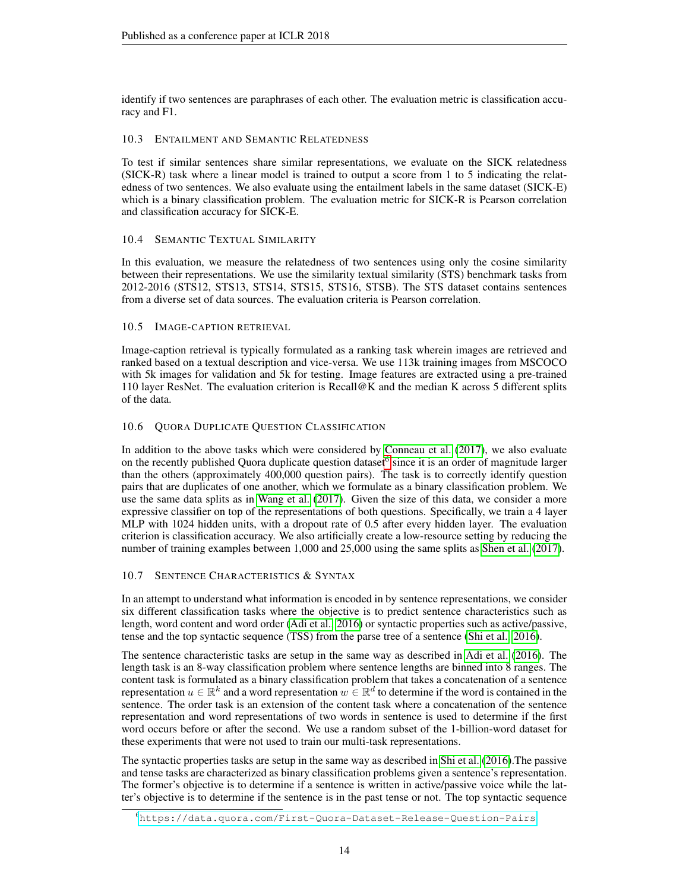identify if two sentences are paraphrases of each other. The evaluation metric is classification accuracy and F1.

### 10.3 Entailment and Semantic Relatedness

To test if similar sentences share similar representations, we evaluate on the SICK relatedness (SICK-R) task where a linear model is trained to output a score from 1 to 5 indicating the relatedness of two sentences. We also evaluate using the entailment labels in the same dataset (SICK-E) which is a binary classification problem. The evaluation metric for SICK-R is Pearson correlation and classification accuracy for SICK-E.

### 10.4 Semantic Textual Similarity

In this evaluation, we measure the relatedness of two sentences using only the cosine similarity between their representations. We use the similarity textual similarity (STS) benchmark tasks from 2012-2016 (STS12, STS13, STS14, STS15, STS16, STSB). The STS dataset contains sentences from a diverse set of data sources. The evaluation criteria is Pearson correlation.

### 10.5 Image-caption retrieval

Image-caption retrieval is typically formulated as a ranking task wherein images are retrieved and ranked based on a textual description and vice-versa. We use 113k training images from MSCOCO with 5k images for validation and 5k for testing. Image features are extracted using a pre-trained 110 layer ResNet. The evaluation criterion is Recall@K and the median K across 5 different splits of the data.

### 10.6 Quora Duplicate Question Classification

In addition to the above tasks which were considered by Conneau et al. (2017), we also evaluate on the recently published Quora duplicate question dataset[6] since it is an order of magnitude larger than the others (approximately 400,000 question pairs). The task is to correctly identify question pairs that are duplicates of one another, which we formulate as a binary classification problem. We use the same data splits as in Wang et al. (2017). Given the size of this data, we consider a more expressive classifier on top of the representations of both questions. Specifically, we train a 4 layer MLP with 1024 hidden units, with a dropout rate of 0.5 after every hidden layer. The evaluation criterion is classification accuracy. We also artificially create a low-resource setting by reducing the number of training examples between 1,000 and 25,000 using the same splits as Shen et al. (2017).

### 10.7 Sentence Characteristics & Syntax

In an attempt to understand what information is encoded in by sentence representations, we consider six different classification tasks where the objective is to predict sentence characteristics such as length, word content and word order (Adi et al., 2016) or syntactic properties such as active/passive, tense and the top syntactic sequence (TSS) from the parse tree of a sentence (Shi et al., 2016).

The sentence characteristic tasks are setup in the same way as described in Adi et al. (2016). The length task is an 8-way classification problem where sentence lengths are binned into 8 ranges. The content task is formulated as a binary classification problem that takes a concatenation of a sentence representation $u \in \mathbb{R}^k$ and a word representation $w \in \mathbb{R}^d$ to determine if the word is contained in the sentence. The order task is an extension of the content task where a concatenation of the sentence representation and word representations of two words in sentence is used to determine if the first word occurs before or after the second. We use a random subset of the 1-billion-word dataset for these experiments that were not used to train our multi-task representations.

The syntactic properties tasks are setup in the same way as described in Shi et al. (2016).The passive and tense tasks are characterized as binary classification problems given a sentence's representation. The former's objective is to determine if a sentence is written in active/passive voice while the latter's objective is to determine if the sentence is in the past tense or not. The top syntactic sequence

[6] https://data.quora.com/First-Quora-Dataset-Release-Question-Pairs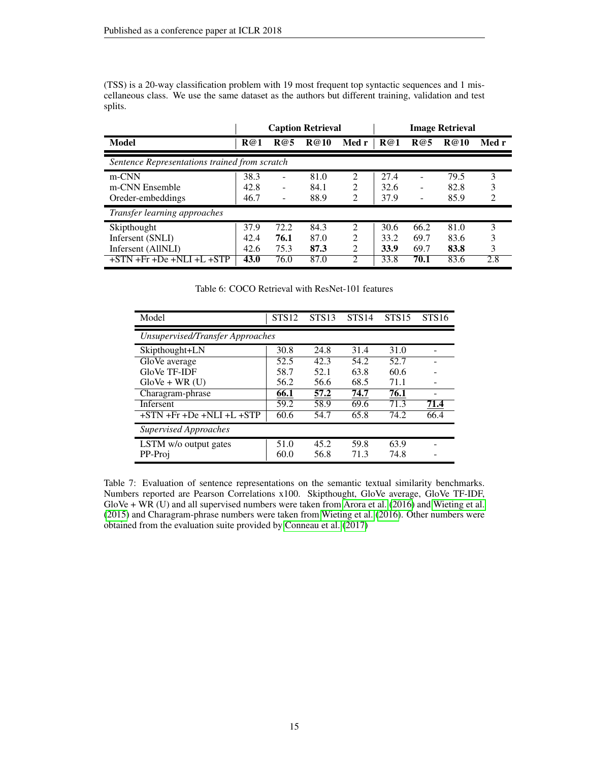(TSS) is a 20-way classification problem with 19 most frequent top syntactic sequences and 1 miscellaneous class. We use the same dataset as the authors but different training, validation and test splits.

| | Caption Retrieval | | | | Image Retrieval | | | |
|---|---|---|---|---|---|---|---|---|
| **Model** | **R@1** | **R@5** | **R@10** | **Med r** | **R@1** | **R@5** | **R@10** | **Med r** |
| *Sentence Representations trained from scratch* | | | | | | | | |
| m-CNN | 38.3 | - | 81.0 | 2 | 27.4 | - | 79.5 | 3 |
| m-CNN Ensemble | 42.8 | - | 84.1 | 2 | 32.6 | - | 82.8 | 3 |
| Oreder-embeddings | 46.7 | - | 88.9 | 2 | 37.9 | - | 85.9 | 2 |
| *Transfer learning approaches* | | | | | | | | |
| Skipthought | 37.9 | 72.2 | 84.3 | 2 | 30.6 | 66.2 | 81.0 | 3 |
| Infersent (SNLI) | 42.4 | **76.1** | 87.0 | 2 | 33.2 | 69.7 | 83.6 | 3 |
| Infersent (AllNLI) | 42.6 | 75.3 | **87.3** | 2 | **33.9** | 69.7 | **83.8** | 3 |
| +STN +Fr +De +NLI +L +STP | **43.0** | 76.0 | 87.0 | 2 | 33.8 | **70.1** | 83.6 | 2.8 |

Table 6: COCO Retrieval with ResNet-101 features

| Model | STS12 | STS13 | STS14 | STS15 | STS16 |
|---|---|---|---|---|---|
| *Unsupervised/Transfer Approaches* | | | | | |
| Skipthought+LN | 30.8 | 24.8 | 31.4 | 31.0 | - |
| GloVe average | 52.5 | 42.3 | 54.2 | 52.7 | - |
| GloVe TF-IDF | 58.7 | 52.1 | 63.8 | 60.6 | - |
| GloVe + WR (U) | 56.2 | 56.6 | 68.5 | 71.1 | - |
| Charagram-phrase | **66.1** | **57.2** | **74.7** | **76.1** | - |
| Infersent | 59.2 | 58.9 | 69.6 | 71.3 | **71.4** |
| +STN +Fr +De +NLI +L +STP | 60.6 | 54.7 | 65.8 | 74.2 | 66.4 |
| *Supervised Approaches* | | | | | |
| LSTM w/o output gates | 51.0 | 45.2 | 59.8 | 63.9 | - |
| PP-Proj | 60.0 | 56.8 | 71.3 | 74.8 | - |

Table 7: Evaluation of sentence representations on the semantic textual similarity benchmarks. Numbers reported are Pearson Correlations x100. Skipthought, GloVe average, GloVe TF-IDF, GloVe + WR (U) and all supervised numbers were taken from Arora et al. (2016) and Wieting et al. (2015) and Charagram-phrase numbers were taken from Wieting et al. (2016). Other numbers were obtained from the evaluation suite provided by Conneau et al. (2017)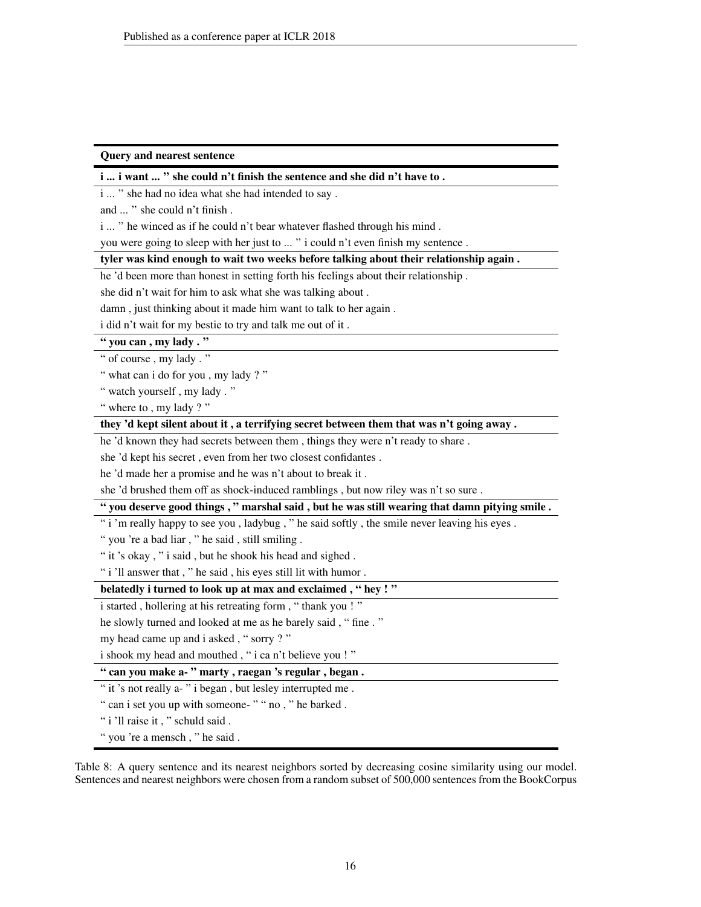| Query and nearest sentence |
| --- |
| **i ... i want ... " she could n't finish the sentence and she did n't have to .** |
| i ... " she had no idea what she had intended to say . |
| and ... " she could n't finish . |
| i ... " he winced as if he could n't bear whatever flashed through his mind . |
| you were going to sleep with her just to ... " i could n't even finish my sentence . |
| **tyler was kind enough to wait two weeks before talking about their relationship again .** |
| he 'd been more than honest in setting forth his feelings about their relationship . |
| she did n't wait for him to ask what she was talking about . |
| damn , just thinking about it made him want to talk to her again . |
| i did n't wait for my bestie to try and talk me out of it . |
| **" you can , my lady . "** |
| " of course , my lady . " |
| " what can i do for you , my lady ? " |
| " watch yourself , my lady . " |
| " where to , my lady ? " |
| **they 'd kept silent about it , a terrifying secret between them that was n't going away .** |
| he 'd known they had secrets between them , things they were n't ready to share . |
| she 'd kept his secret , even from her two closest confidantes . |
| he 'd made her a promise and he was n't about to break it . |
| she 'd brushed them off as shock-induced ramblings , but now riley was n't so sure . |
| **" you deserve good things , " marshal said , but he was still wearing that damn pitying smile .** |
| " i 'm really happy to see you , ladybug , " he said softly , the smile never leaving his eyes . |
| " you 're a bad liar , " he said , still smiling . |
| " it 's okay , " i said , but he shook his head and sighed . |
| " i 'll answer that , " he said , his eyes still lit with humor . |
| **belatedly i turned to look up at max and exclaimed , " hey ! "** |
| i started , hollering at his retreating form , " thank you ! " |
| he slowly turned and looked at me as he barely said , " fine . " |
| my head came up and i asked , " sorry ? " |
| i shook my head and mouthed , " i ca n't believe you ! " |
| **" can you make a- " marty , raegan 's regular , began .** |
| " it 's not really a- " i began , but lesley interrupted me . |
| " can i set you up with someone- " " no , " he barked . |
| " i 'll raise it , " schuld said . |
| " you 're a mensch , " he said . |

Table 8: A query sentence and its nearest neighbors sorted by decreasing cosine similarity using our model. Sentences and nearest neighbors were chosen from a random subset of 500,000 sentences from the BookCorpus